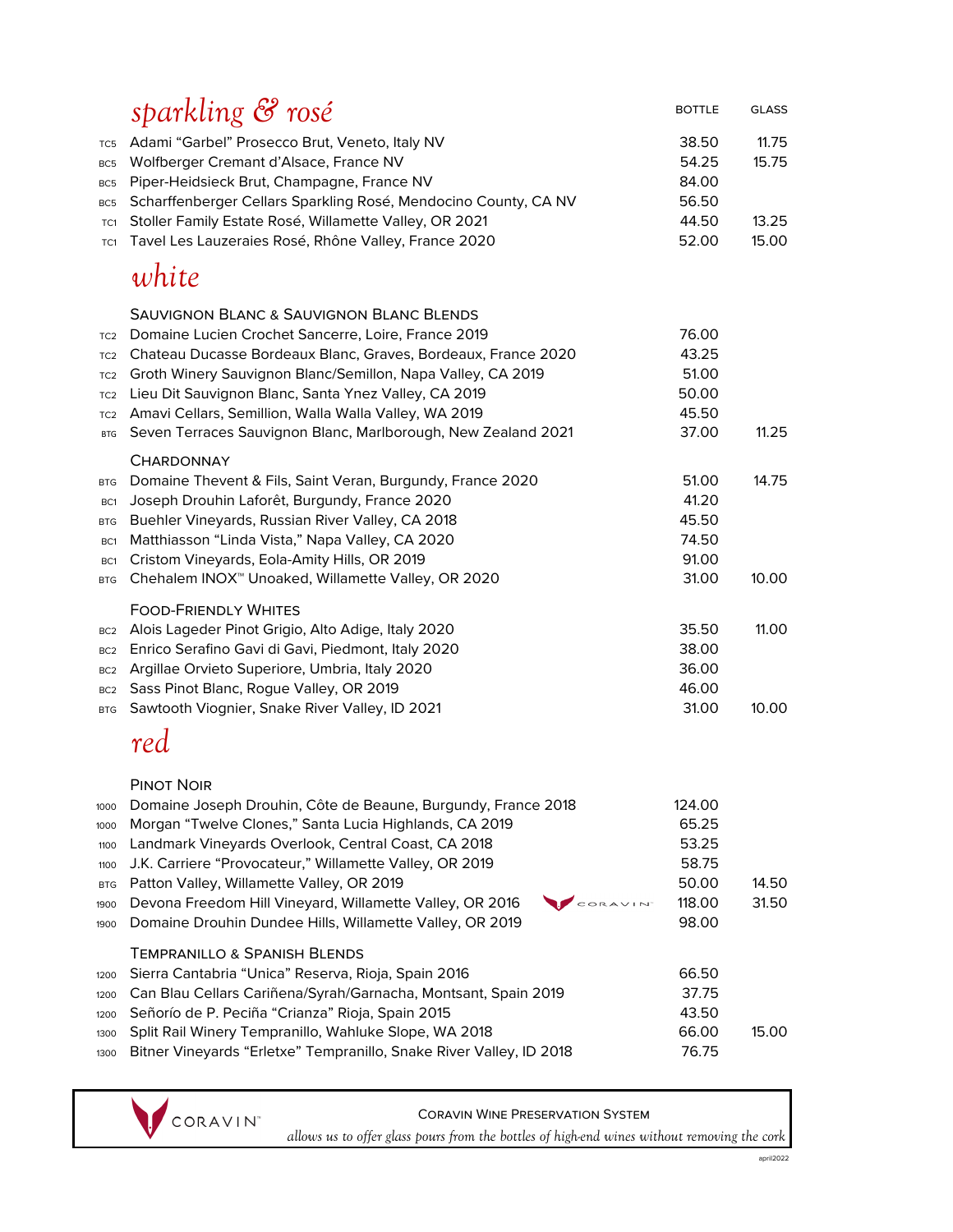## *sparkling & rosé*

| | | BOTTLE | GLASS |
|---|---|---|---|
| TC5 | Adami "Garbel" Prosecco Brut, Veneto, Italy NV | 38.50 | 11.75 |
| BC5 | Wolfberger Cremant d'Alsace, France NV | 54.25 | 15.75 |
| BC5 | Piper-Heidsieck Brut, Champagne, France NV | 84.00 | |
| BC5 | Scharffenberger Cellars Sparkling Rosé, Mendocino County, CA NV | 56.50 | |
| TC1 | Stoller Family Estate Rosé, Willamette Valley, OR 2021 | 44.50 | 13.25 |
| TC1 | Tavel Les Lauzeraies Rosé, Rhône Valley, France 2020 | 52.00 | 15.00 |

## *white*

### Sauvignon Blanc & Sauvignon Blanc Blends

| | | BOTTLE | GLASS |
|---|---|---|---|
| TC2 | Domaine Lucien Crochet Sancerre, Loire, France 2019 | 76.00 | |
| TC2 | Chateau Ducasse Bordeaux Blanc, Graves, Bordeaux, France 2020 | 43.25 | |
| TC2 | Groth Winery Sauvignon Blanc/Semillon, Napa Valley, CA 2019 | 51.00 | |
| TC2 | Lieu Dit Sauvignon Blanc, Santa Ynez Valley, CA 2019 | 50.00 | |
| TC2 | Amavi Cellars, Semillion, Walla Walla Valley, WA 2019 | 45.50 | |
| BTG | Seven Terraces Sauvignon Blanc, Marlborough, New Zealand 2021 | 37.00 | 11.25 |

### Chardonnay

| | | BOTTLE | GLASS |
|---|---|---|---|
| BTG | Domaine Thevent & Fils, Saint Veran, Burgundy, France 2020 | 51.00 | 14.75 |
| BC1 | Joseph Drouhin Laforêt, Burgundy, France 2020 | 41.20 | |
| BTG | Buehler Vineyards, Russian River Valley, CA 2018 | 45.50 | |
| BC1 | Matthiasson "Linda Vista," Napa Valley, CA 2020 | 74.50 | |
| BC1 | Cristom Vineyards, Eola-Amity Hills, OR 2019 | 91.00 | |
| BTG | Chehalem INOX™ Unoaked, Willamette Valley, OR 2020 | 31.00 | 10.00 |

### Food-Friendly Whites

| | | BOTTLE | GLASS |
|---|---|---|---|
| BC2 | Alois Lageder Pinot Grigio, Alto Adige, Italy 2020 | 35.50 | 11.00 |
| BC2 | Enrico Serafino Gavi di Gavi, Piedmont, Italy 2020 | 38.00 | |
| BC2 | Argillae Orvieto Superiore, Umbria, Italy 2020 | 36.00 | |
| BC2 | Sass Pinot Blanc, Rogue Valley, OR 2019 | 46.00 | |
| BTG | Sawtooth Viognier, Snake River Valley, ID 2021 | 31.00 | 10.00 |

## *red*

### Pinot Noir

| | | BOTTLE | GLASS |
|---|---|---|---|
| 1000 | Domaine Joseph Drouhin, Côte de Beaune, Burgundy, France 2018 | 124.00 | |
| 1000 | Morgan "Twelve Clones," Santa Lucia Highlands, CA 2019 | 65.25 | |
| 1100 | Landmark Vineyards Overlook, Central Coast, CA 2018 | 53.25 | |
| 1100 | J.K. Carriere "Provocateur," Willamette Valley, OR 2019 | 58.75 | |
| BTG | Patton Valley, Willamette Valley, OR 2019 | 50.00 | 14.50 |
| 1900 | Devona Freedom Hill Vineyard, Willamette Valley, OR 2016 (CORAVIN) | 118.00 | 31.50 |
| 1900 | Domaine Drouhin Dundee Hills, Willamette Valley, OR 2019 | 98.00 | |

### Tempranillo & Spanish Blends

| | | BOTTLE | GLASS |
|---|---|---|---|
| 1200 | Sierra Cantabria "Unica" Reserva, Rioja, Spain 2016 | 66.50 | |
| 1200 | Can Blau Cellars Cariñena/Syrah/Garnacha, Montsant, Spain 2019 | 37.75 | |
| 1200 | Señorío de P. Peciña "Crianza" Rioja, Spain 2015 | 43.50 | |
| 1300 | Split Rail Winery Tempranillo, Wahluke Slope, WA 2018 | 66.00 | 15.00 |
| 1300 | Bitner Vineyards "Erletxe" Tempranillo, Snake River Valley, ID 2018 | 76.75 | |

CORAVIN™

**Coravin Wine Preservation System**

*allows us to offer glass pours from the bottles of high-end wines without removing the cork*

april2022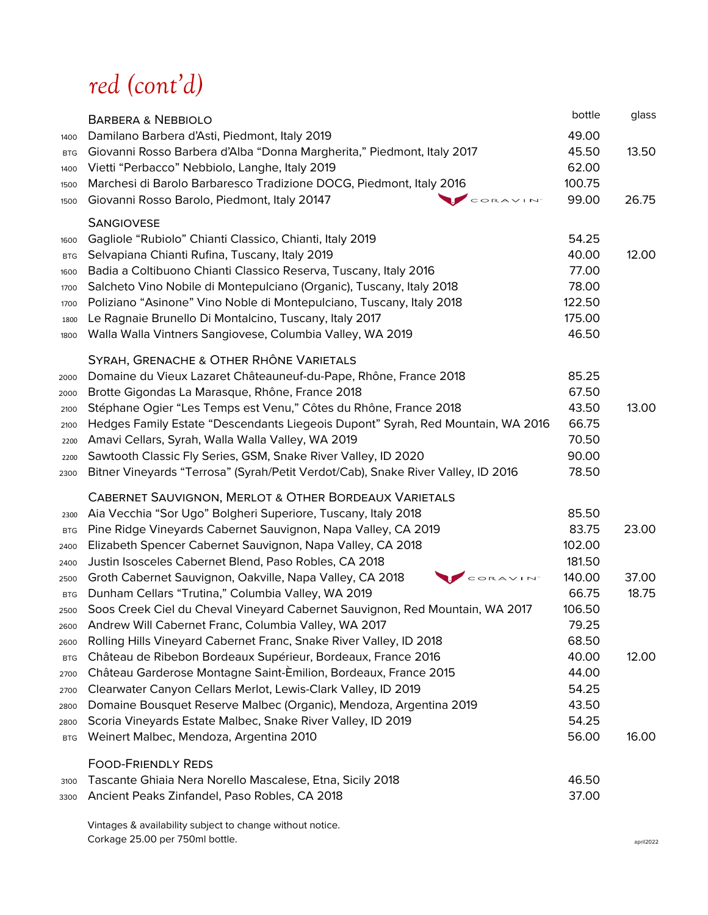# red (cont'd)

| | | bottle | glass |
|---|---|---|---|
| | **Barbera & Nebbiolo** | | |
| 1400 | Damilano Barbera d'Asti, Piedmont, Italy 2019 | 49.00 | |
| BTG | Giovanni Rosso Barbera d'Alba "Donna Margherita," Piedmont, Italy 2017 | 45.50 | 13.50 |
| 1400 | Vietti "Perbacco" Nebbiolo, Langhe, Italy 2019 | 62.00 | |
| 1500 | Marchesi di Barolo Barbaresco Tradizione DOCG, Piedmont, Italy 2016 | 100.75 | |
| 1500 | Giovanni Rosso Barolo, Piedmont, Italy 20147 CORAVIN | 99.00 | 26.75 |
| | **Sangiovese** | | |
| 1600 | Gagliole "Rubiolo" Chianti Classico, Chianti, Italy 2019 | 54.25 | |
| BTG | Selvapiana Chianti Rufina, Tuscany, Italy 2019 | 40.00 | 12.00 |
| 1600 | Badia a Coltibuono Chianti Classico Reserva, Tuscany, Italy 2016 | 77.00 | |
| 1700 | Salcheto Vino Nobile di Montepulciano (Organic), Tuscany, Italy 2018 | 78.00 | |
| 1700 | Poliziano "Asinone" Vino Noble di Montepulciano, Tuscany, Italy 2018 | 122.50 | |
| 1800 | Le Ragnaie Brunello Di Montalcino, Tuscany, Italy 2017 | 175.00 | |
| 1800 | Walla Walla Vintners Sangiovese, Columbia Valley, WA 2019 | 46.50 | |
| | **Syrah, Grenache & Other Rhône Varietals** | | |
| 2000 | Domaine du Vieux Lazaret Châteauneuf-du-Pape, Rhône, France 2018 | 85.25 | |
| 2000 | Brotte Gigondas La Marasque, Rhône, France 2018 | 67.50 | |
| 2100 | Stéphane Ogier "Les Temps est Venu," Côtes du Rhône, France 2018 | 43.50 | 13.00 |
| 2100 | Hedges Family Estate "Descendants Liegeois Dupont" Syrah, Red Mountain, WA 2016 | 66.75 | |
| 2200 | Amavi Cellars, Syrah, Walla Walla Valley, WA 2019 | 70.50 | |
| 2200 | Sawtooth Classic Fly Series, GSM, Snake River Valley, ID 2020 | 90.00 | |
| 2300 | Bitner Vineyards "Terrosa" (Syrah/Petit Verdot/Cab), Snake River Valley, ID 2016 | 78.50 | |
| | **Cabernet Sauvignon, Merlot & Other Bordeaux Varietals** | | |
| 2300 | Aia Vecchia "Sor Ugo" Bolgheri Superiore, Tuscany, Italy 2018 | 85.50 | |
| BTG | Pine Ridge Vineyards Cabernet Sauvignon, Napa Valley, CA 2019 | 83.75 | 23.00 |
| 2400 | Elizabeth Spencer Cabernet Sauvignon, Napa Valley, CA 2018 | 102.00 | |
| 2400 | Justin Isosceles Cabernet Blend, Paso Robles, CA 2018 | 181.50 | |
| 2500 | Groth Cabernet Sauvignon, Oakville, Napa Valley, CA 2018 CORAVIN | 140.00 | 37.00 |
| BTG | Dunham Cellars "Trutina," Columbia Valley, WA 2019 | 66.75 | 18.75 |
| 2500 | Soos Creek Ciel du Cheval Vineyard Cabernet Sauvignon, Red Mountain, WA 2017 | 106.50 | |
| 2600 | Andrew Will Cabernet Franc, Columbia Valley, WA 2017 | 79.25 | |
| 2600 | Rolling Hills Vineyard Cabernet Franc, Snake River Valley, ID 2018 | 68.50 | |
| BTG | Château de Ribebon Bordeaux Supérieur, Bordeaux, France 2016 | 40.00 | 12.00 |
| 2700 | Château Garderose Montagne Saint-Èmilion, Bordeaux, France 2015 | 44.00 | |
| 2700 | Clearwater Canyon Cellars Merlot, Lewis-Clark Valley, ID 2019 | 54.25 | |
| 2800 | Domaine Bousquet Reserve Malbec (Organic), Mendoza, Argentina 2019 | 43.50 | |
| 2800 | Scoria Vineyards Estate Malbec, Snake River Valley, ID 2019 | 54.25 | |
| BTG | Weinert Malbec, Mendoza, Argentina 2010 | 56.00 | 16.00 |
| | **Food-Friendly Reds** | | |
| 3100 | Tascante Ghiaia Nera Norello Mascalese, Etna, Sicily 2018 | 46.50 | |
| 3300 | Ancient Peaks Zinfandel, Paso Robles, CA 2018 | 37.00 | |

Vintages & availability subject to change without notice.
Corkage 25.00 per 750ml bottle.

april2022